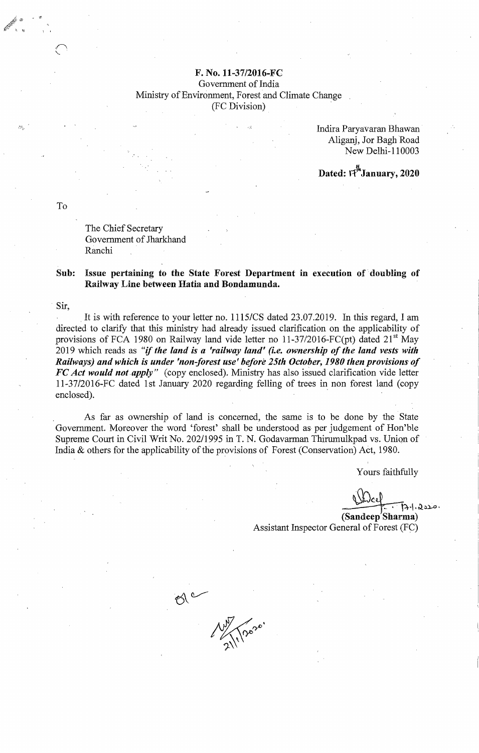**F. No. 11-37/2016-FC**
Government of India
Ministry of Environment, Forest and Climate Change
(FC Division)

Indira Paryavaran Bhawan
Aliganj, Jor Bagh Road
New Delhi-110003

**Dated: 17th January, 2020**

To

The Chief Secretary
Government of Jharkhand
Ranchi

**Sub: Issue pertaining to the State Forest Department in execution of doubling of Railway Line between Hatia and Bondamunda.**

Sir,

It is with reference to your letter no. 1115/CS dated 23.07.2019. In this regard, I am directed to clarify that this ministry had already issued clarification on the applicability of provisions of FCA 1980 on Railway land vide letter no 11-37/2016-FC(pt) dated 21st May 2019 which reads as ***"if the land is a 'railway land' (i.e. ownership of the land vests with Railways) and which is under 'non-forest use' before 25th October, 1980 then provisions of FC Act would not apply"*** (copy enclosed). Ministry has also issued clarification vide letter 11-37/2016-FC dated 1st January 2020 regarding felling of trees in non forest land (copy enclosed).

As far as ownership of land is concerned, the same is to be done by the State Government. Moreover the word 'forest' shall be understood as per judgement of Hon'ble Supreme Court in Civil Writ No. 202/1995 in T. N. Godavarman Thirumulkpad vs. Union of India & others for the applicability of the provisions of Forest (Conservation) Act, 1980.

Yours faithfully

17.1.2020

**(Sandeep Sharma)**
Assistant Inspector General of Forest (FC)

21/1/2020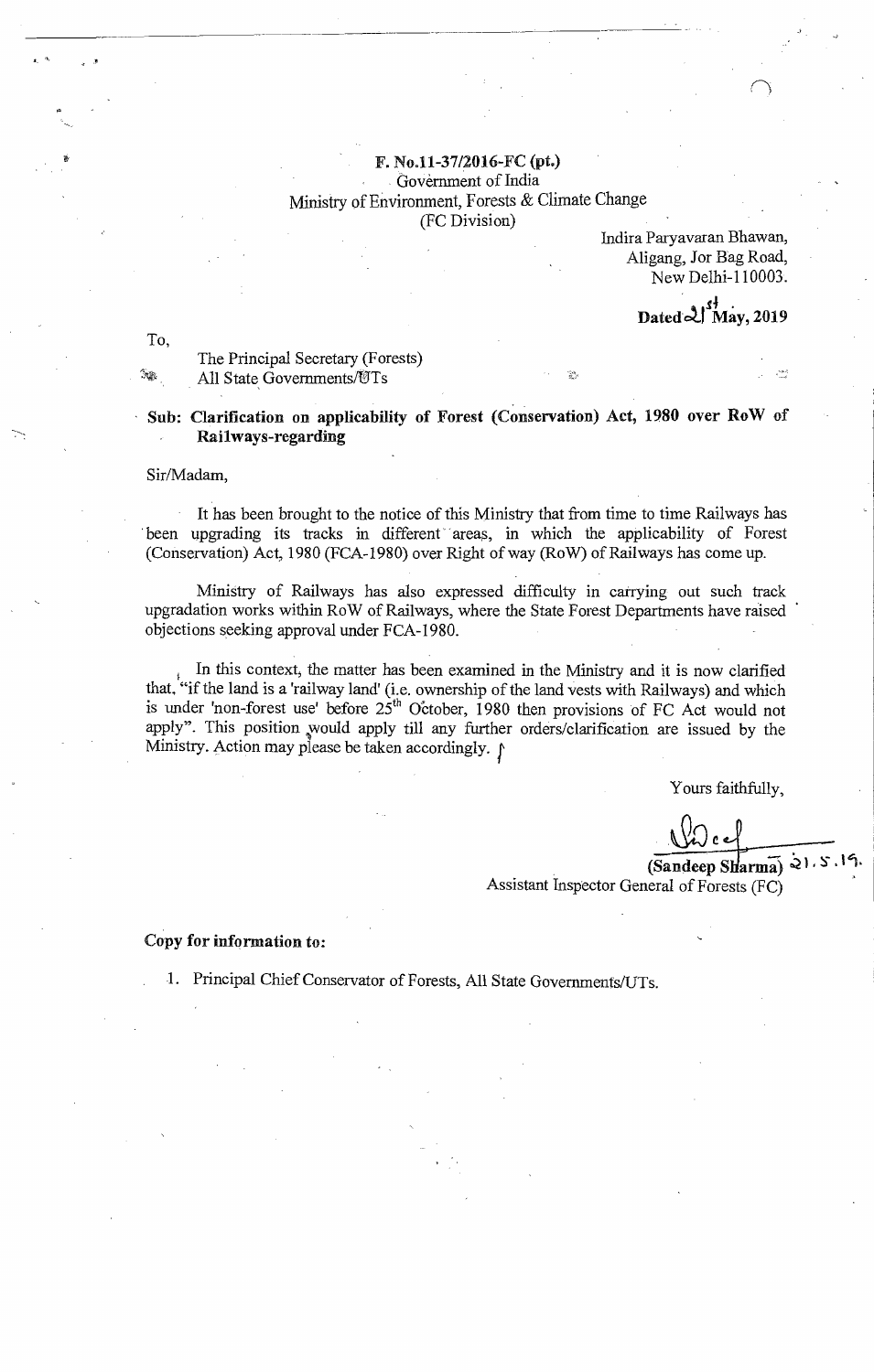**F. No.11-37/2016-FC (pt.)**
Government of India
Ministry of Environment, Forests & Climate Change
(FC Division)

Indira Paryavaran Bhawan,
Aligang, Jor Bag Road,
New Delhi-110003.

**Dated 21[st] May, 2019**

To,

The Principal Secretary (Forests)
All State Governments/UTs

**Sub: Clarification on applicability of Forest (Conservation) Act, 1980 over RoW of Railways-regarding**

Sir/Madam,

It has been brought to the notice of this Ministry that from time to time Railways has been upgrading its tracks in different areas, in which the applicability of Forest (Conservation) Act, 1980 (FCA-1980) over Right of way (RoW) of Railways has come up.

Ministry of Railways has also expressed difficulty in carrying out such track upgradation works within RoW of Railways, where the State Forest Departments have raised objections seeking approval under FCA-1980.

In this context, the matter has been examined in the Ministry and it is now clarified that, "if the land is a 'railway land' (i.e. ownership of the land vests with Railways) and which is under 'non-forest use' before 25[th] October, 1980 then provisions of FC Act would not apply". This position would apply till any further orders/clarification are issued by the Ministry. Action may please be taken accordingly.

Yours faithfully,

(Sandeep Sharma) 21.5.19.
Assistant Inspector General of Forests (FC)

**Copy for information to:**

1. Principal Chief Conservator of Forests, All State Governments/UTs.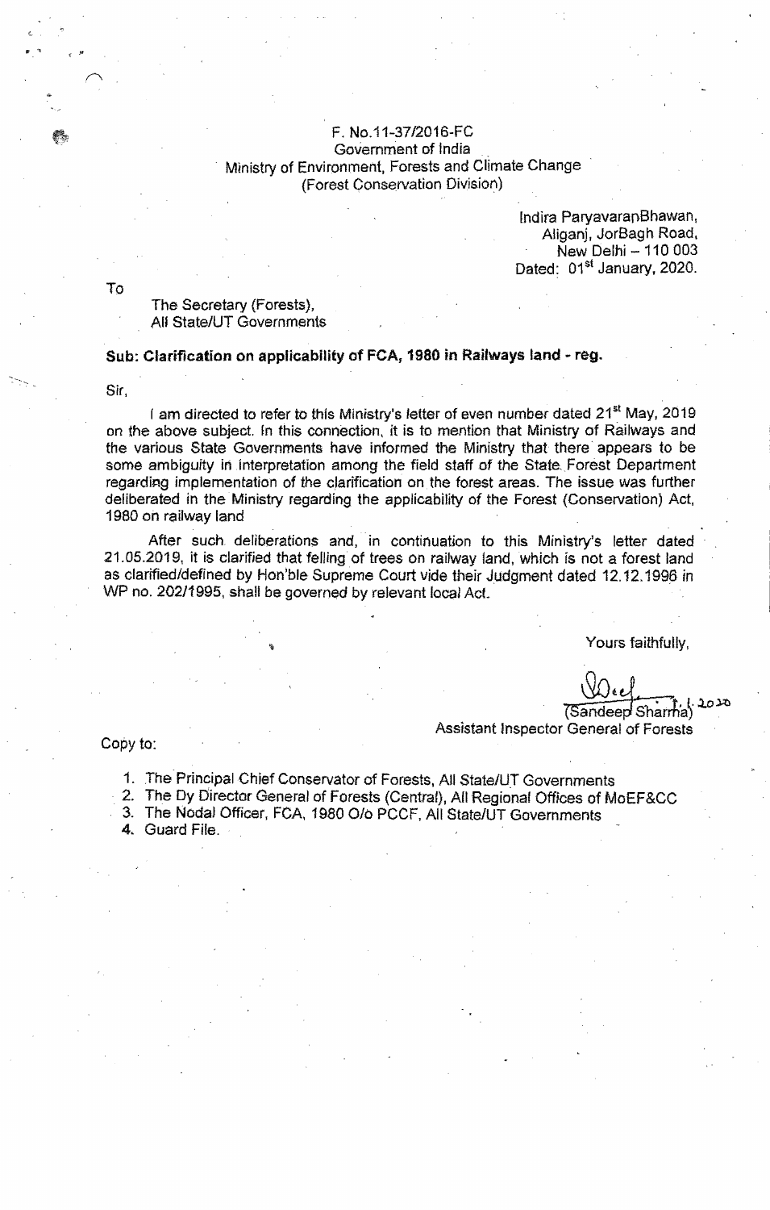F. No.11-37/2016-FC
Government of India
Ministry of Environment, Forests and Climate Change
(Forest Conservation Division)

Indira ParyavaranBhawan,
Aliganj, JorBagh Road,
New Delhi – 110 003
Dated: 01st January, 2020.

To

The Secretary (Forests),
All State/UT Governments

**Sub: Clarification on applicability of FCA, 1980 in Railways land - reg.**

Sir,

I am directed to refer to this Ministry's letter of even number dated 21st May, 2019 on the above subject. In this connection, it is to mention that Ministry of Railways and the various State Governments have informed the Ministry that there appears to be some ambiguity in interpretation among the field staff of the State Forest Department regarding implementation of the clarification on the forest areas. The issue was further deliberated in the Ministry regarding the applicability of the Forest (Conservation) Act, 1980 on railway land

After such deliberations and, in continuation to this Ministry's letter dated 21.05.2019, it is clarified that felling of trees on railway land, which is not a forest land as clarified/defined by Hon'ble Supreme Court vide their Judgment dated 12.12.1996 in WP no. 202/1995, shall be governed by relevant local Act.

Yours faithfully,

1.1.2020
(Sandeep Sharma)
Assistant Inspector General of Forests

Copy to:

1. The Principal Chief Conservator of Forests, All State/UT Governments
2. The Dy Director General of Forests (Central), All Regional Offices of MoEF&CC
3. The Nodal Officer, FCA, 1980 O/o PCCF, All State/UT Governments
4. Guard File.